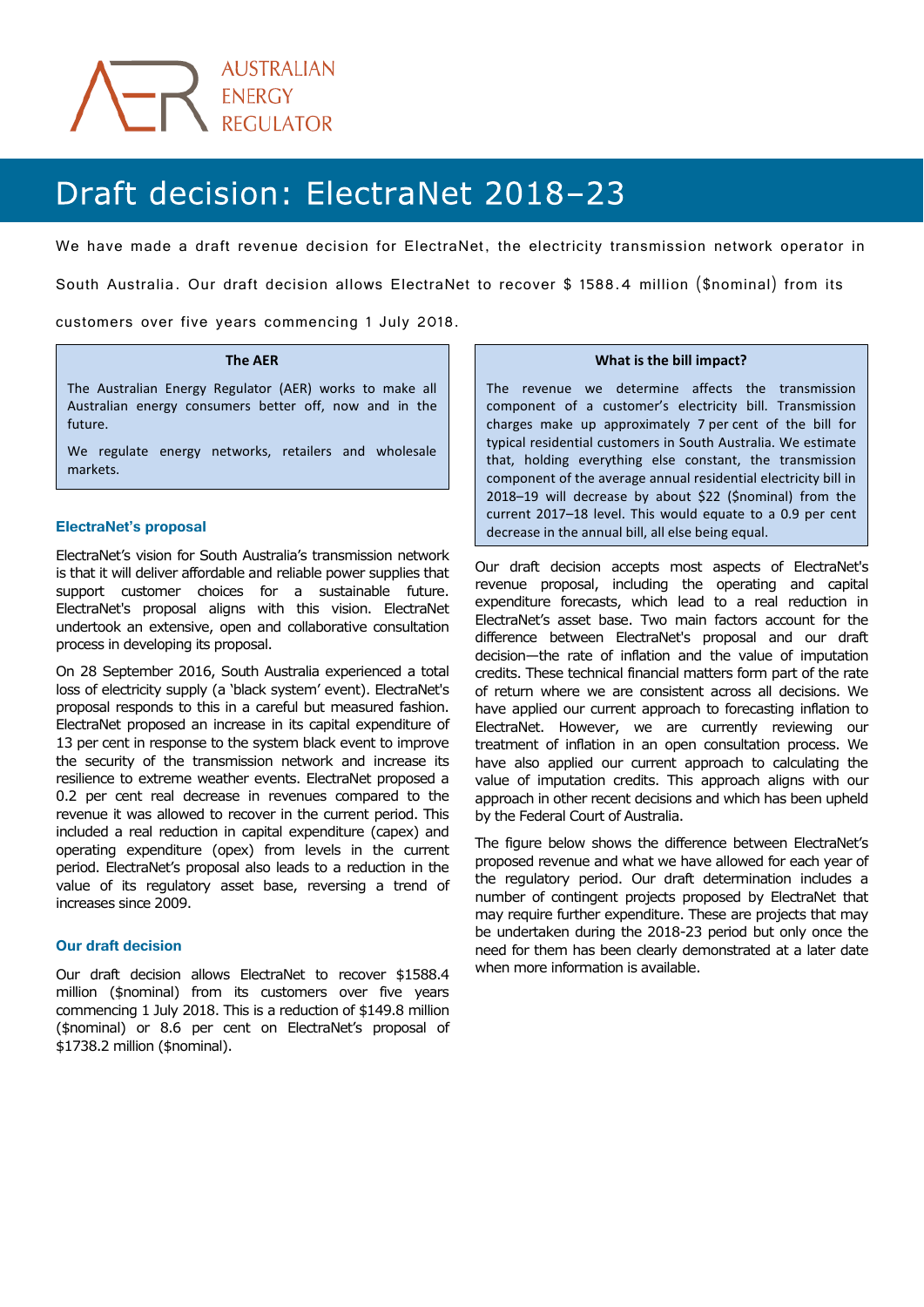# Draft decision: ElectraNet 2018–23

We have made a draft revenue decision for ElectraNet, the electricity transmission network operator in South Australia. Our draft decision allows ElectraNet to recover $ 1588.4 million ($nominal) from its customers over five years commencing 1 July 2018.

> **The AER**
>
> The Australian Energy Regulator (AER) works to make all Australian energy consumers better off, now and in the future.
>
> We regulate energy networks, retailers and wholesale markets.

## ElectraNet's proposal

ElectraNet's vision for South Australia's transmission network is that it will deliver affordable and reliable power supplies that support customer choices for a sustainable future. ElectraNet's proposal aligns with this vision. ElectraNet undertook an extensive, open and collaborative consultation process in developing its proposal.

On 28 September 2016, South Australia experienced a total loss of electricity supply (a 'black system' event). ElectraNet's proposal responds to this in a careful but measured fashion. ElectraNet proposed an increase in its capital expenditure of 13 per cent in response to the system black event to improve the security of the transmission network and increase its resilience to extreme weather events. ElectraNet proposed a 0.2 per cent real decrease in revenues compared to the revenue it was allowed to recover in the current period. This included a real reduction in capital expenditure (capex) and operating expenditure (opex) from levels in the current period. ElectraNet's proposal also leads to a reduction in the value of its regulatory asset base, reversing a trend of increases since 2009.

## Our draft decision

Our draft decision allows ElectraNet to recover $1588.4 million ($nominal) from its customers over five years commencing 1 July 2018. This is a reduction of $149.8 million ($nominal) or 8.6 per cent on ElectraNet's proposal of $1738.2 million ($nominal).

> **What is the bill impact?**
>
> The revenue we determine affects the transmission component of a customer's electricity bill. Transmission charges make up approximately 7 per cent of the bill for typical residential customers in South Australia. We estimate that, holding everything else constant, the transmission component of the average annual residential electricity bill in 2018–19 will decrease by about $22 ($nominal) from the current 2017–18 level. This would equate to a 0.9 per cent decrease in the annual bill, all else being equal.

Our draft decision accepts most aspects of ElectraNet's revenue proposal, including the operating and capital expenditure forecasts, which lead to a real reduction in ElectraNet's asset base. Two main factors account for the difference between ElectraNet's proposal and our draft decision—the rate of inflation and the value of imputation credits. These technical financial matters form part of the rate of return where we are consistent across all decisions. We have applied our current approach to forecasting inflation to ElectraNet. However, we are currently reviewing our treatment of inflation in an open consultation process. We have also applied our current approach to calculating the value of imputation credits. This approach aligns with our approach in other recent decisions and which has been upheld by the Federal Court of Australia.

The figure below shows the difference between ElectraNet's proposed revenue and what we have allowed for each year of the regulatory period. Our draft determination includes a number of contingent projects proposed by ElectraNet that may require further expenditure. These are projects that may be undertaken during the 2018-23 period but only once the need for them has been clearly demonstrated at a later date when more information is available.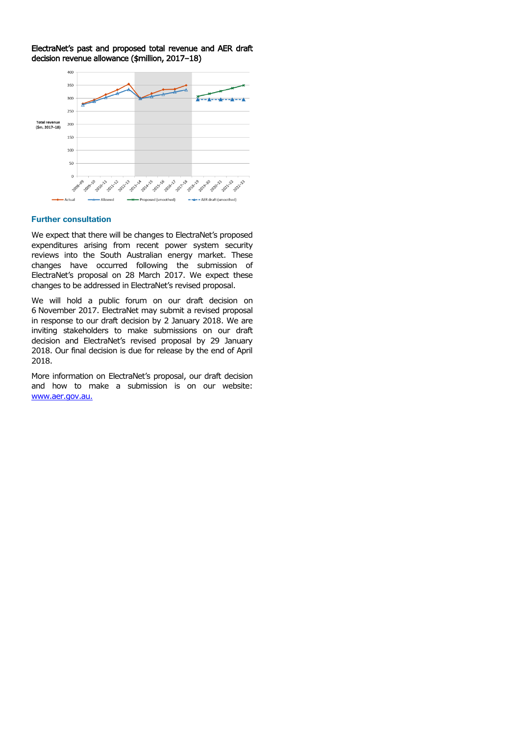ElectraNet's past and proposed total revenue and AER draft decision revenue allowance ($million, 2017–18)

Total revenue ($m, 2017–18)

400
350
300
250
200
150
100
50
0

2008–09
2009–10
2010–11
2011–12
2012–13
2013–14
2014–15
2015–16
2016–17
2017–18
2018–19
2019–20
2020–21
2021–22
2022–23

Actual
Allowed
Proposed (smoothed)
AER draft (smoothed)

## Further consultation

We expect that there will be changes to ElectraNet's proposed expenditures arising from recent power system security reviews into the South Australian energy market. These changes have occurred following the submission of ElectraNet's proposal on 28 March 2017. We expect these changes to be addressed in ElectraNet's revised proposal.

We will hold a public forum on our draft decision on 6 November 2017. ElectraNet may submit a revised proposal in response to our draft decision by 2 January 2018. We are inviting stakeholders to make submissions on our draft decision and ElectraNet's revised proposal by 29 January 2018. Our final decision is due for release by the end of April 2018.

More information on ElectraNet's proposal, our draft decision and how to make a submission is on our website: [www.aer.gov.au.](http://www.aer.gov.au)